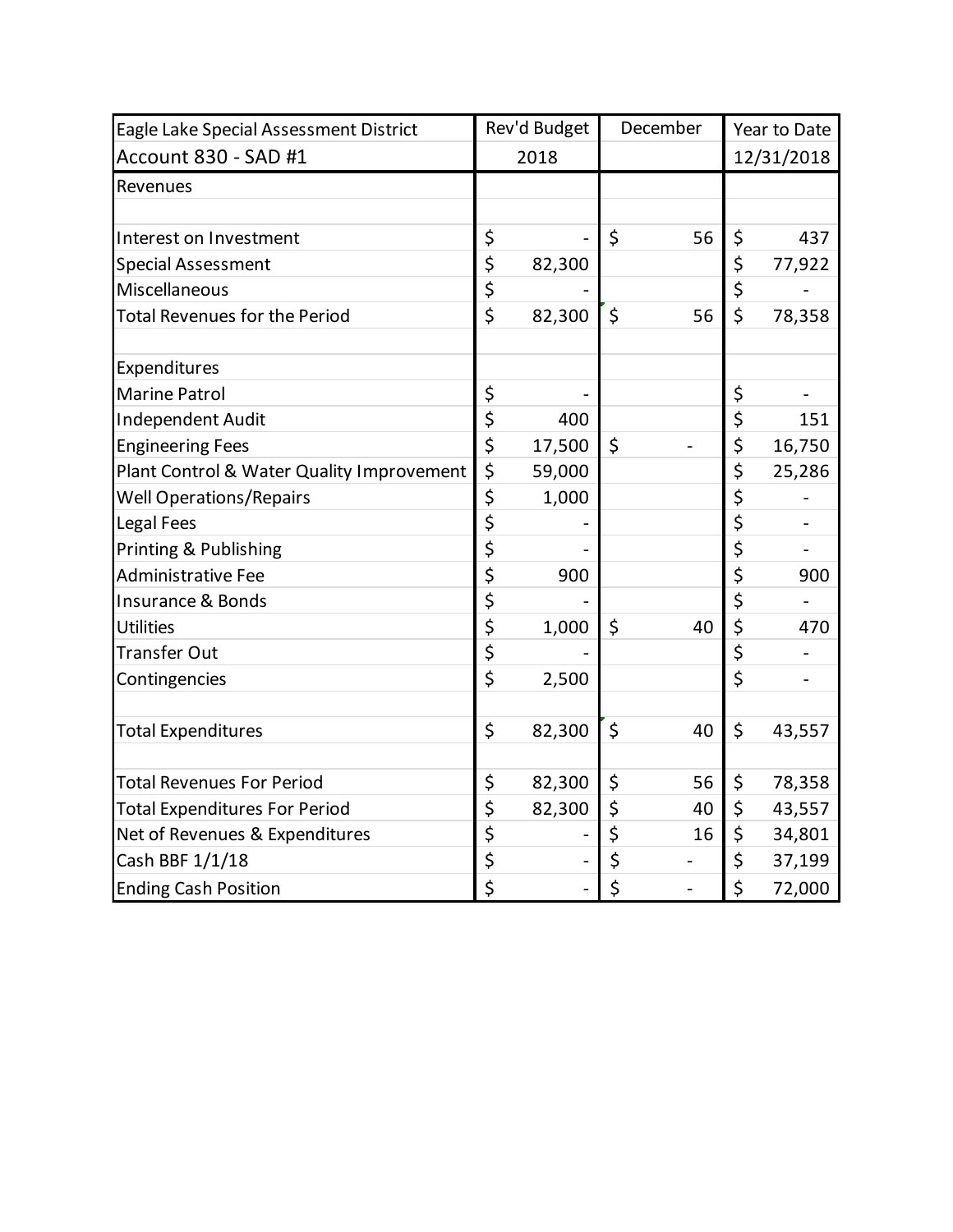| Eagle Lake Special Assessment District | Rev'd Budget | December | Year to Date |
|---|---|---|---|
| Account 830 - SAD #1 | 2018 | | 12/31/2018 |
| Revenues | | | |
| | | | |
| Interest on Investment | $ - | $ 56 | $ 437 |
| Special Assessment | $ 82,300 | | $ 77,922 |
| Miscellaneous | $ - | | $ - |
| Total Revenues for the Period | $ 82,300 | $ 56 | $ 78,358 |
| | | | |
| Expenditures | | | |
| Marine Patrol | $ - | | $ - |
| Independent Audit | $ 400 | | $ 151 |
| Engineering Fees | $ 17,500 | $ - | $ 16,750 |
| Plant Control & Water Quality Improvement | $ 59,000 | | $ 25,286 |
| Well Operations/Repairs | $ 1,000 | | $ - |
| Legal Fees | $ - | | $ - |
| Printing & Publishing | $ - | | $ - |
| Administrative Fee | $ 900 | | $ 900 |
| Insurance & Bonds | $ - | | $ - |
| Utilities | $ 1,000 | $ 40 | $ 470 |
| Transfer Out | $ - | | $ - |
| Contingencies | $ 2,500 | | $ - |
| | | | |
| Total Expenditures | $ 82,300 | $ 40 | $ 43,557 |
| | | | |
| Total Revenues For Period | $ 82,300 | $ 56 | $ 78,358 |
| Total Expenditures For Period | $ 82,300 | $ 40 | $ 43,557 |
| Net of Revenues & Expenditures | $ - | $ 16 | $ 34,801 |
| Cash BBF 1/1/18 | $ - | $ - | $ 37,199 |
| Ending Cash Position | $ - | $ - | $ 72,000 |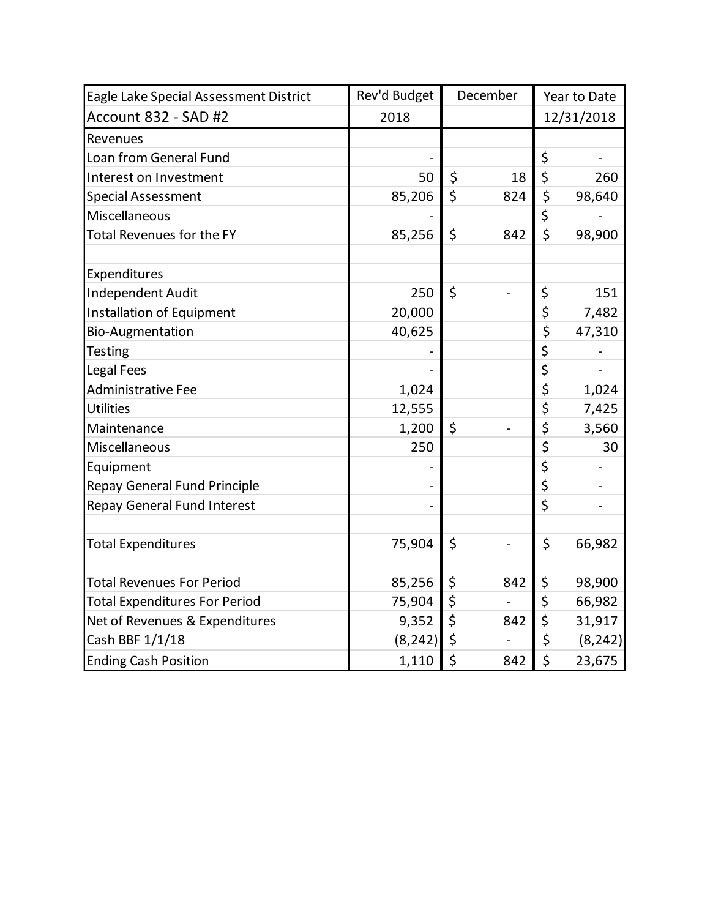| Eagle Lake Special Assessment District | Rev'd Budget | December | Year to Date |
|---|---|---|---|
| Account 832 - SAD #2 | 2018 | | 12/31/2018 |
| Revenues | | | |
| Loan from General Fund | - | | $ - |
| Interest on Investment | 50 | $ 18 | $ 260 |
| Special Assessment | 85,206 | $ 824 | $ 98,640 |
| Miscellaneous | - | | $ - |
| Total Revenues for the FY | 85,256 | $ 842 | $ 98,900 |
| | | | |
| Expenditures | | | |
| Independent Audit | 250 | $ - | $ 151 |
| Installation of Equipment | 20,000 | | $ 7,482 |
| Bio-Augmentation | 40,625 | | $ 47,310 |
| Testing | - | | $ - |
| Legal Fees | - | | $ - |
| Administrative Fee | 1,024 | | $ 1,024 |
| Utilities | 12,555 | | $ 7,425 |
| Maintenance | 1,200 | $ - | $ 3,560 |
| Miscellaneous | 250 | | $ 30 |
| Equipment | - | | $ - |
| Repay General Fund Principle | - | | $ - |
| Repay General Fund Interest | - | | $ - |
| | | | |
| Total Expenditures | 75,904 | $ - | $ 66,982 |
| | | | |
| Total Revenues For Period | 85,256 | $ 842 | $ 98,900 |
| Total Expenditures For Period | 75,904 | $ - | $ 66,982 |
| Net of Revenues & Expenditures | 9,352 | $ 842 | $ 31,917 |
| Cash BBF 1/1/18 | (8,242) | $ - | $ (8,242) |
| Ending Cash Position | 1,110 | $ 842 | $ 23,675 |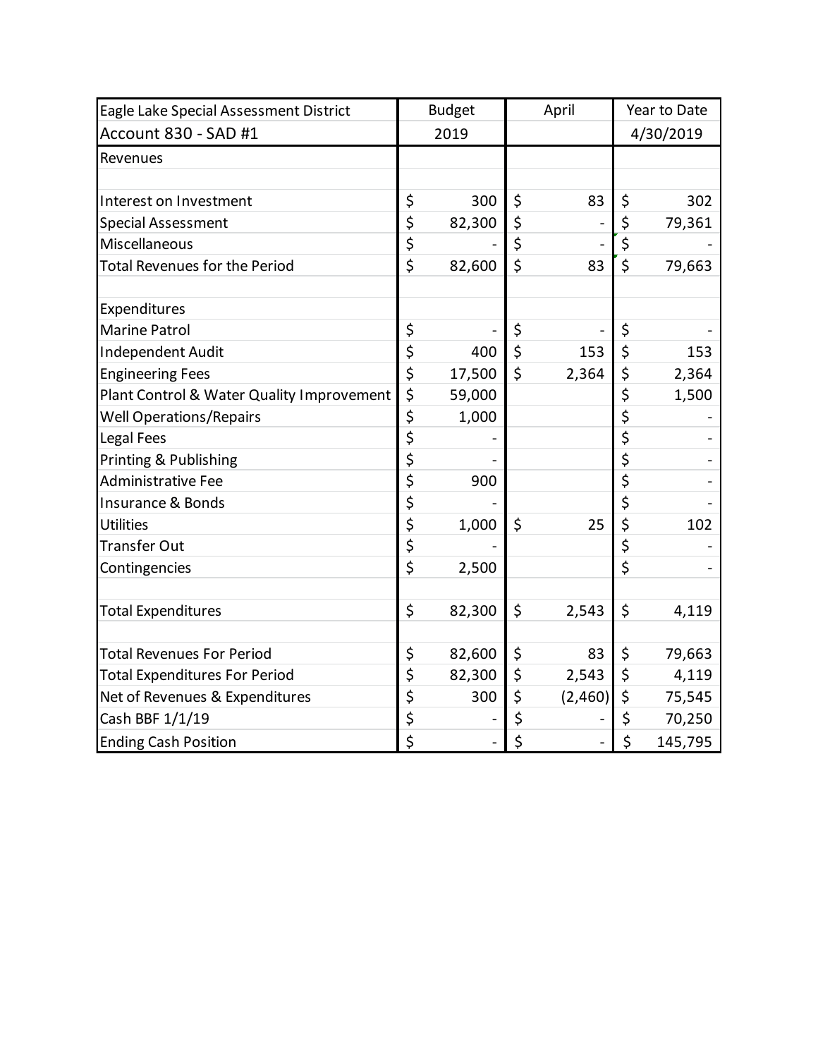| Eagle Lake Special Assessment District | Budget | April | Year to Date |
|---|---|---|---|
| Account 830 - SAD #1 | 2019 | | 4/30/2019 |
| Revenues | | | |
| | | | |
| Interest on Investment | $ 300 | $ 83 | $ 302 |
| Special Assessment | $ 82,300 | $ - | $ 79,361 |
| Miscellaneous | $ - | $ - | $ - |
| Total Revenues for the Period | $ 82,600 | $ 83 | $ 79,663 |
| | | | |
| Expenditures | | | |
| Marine Patrol | $ - | $ - | $ - |
| Independent Audit | $ 400 | $ 153 | $ 153 |
| Engineering Fees | $ 17,500 | $ 2,364 | $ 2,364 |
| Plant Control & Water Quality Improvement | $ 59,000 | | $ 1,500 |
| Well Operations/Repairs | $ 1,000 | | $ - |
| Legal Fees | $ - | | $ - |
| Printing & Publishing | $ - | | $ - |
| Administrative Fee | $ 900 | | $ - |
| Insurance & Bonds | $ - | | $ - |
| Utilities | $ 1,000 | $ 25 | $ 102 |
| Transfer Out | $ - | | $ - |
| Contingencies | $ 2,500 | | $ - |
| | | | |
| Total Expenditures | $ 82,300 | $ 2,543 | $ 4,119 |
| | | | |
| Total Revenues For Period | $ 82,600 | $ 83 | $ 79,663 |
| Total Expenditures For Period | $ 82,300 | $ 2,543 | $ 4,119 |
| Net of Revenues & Expenditures | $ 300 | $ (2,460) | $ 75,545 |
| Cash BBF 1/1/19 | $ - | $ - | $ 70,250 |
| Ending Cash Position | $ - | $ - | $ 145,795 |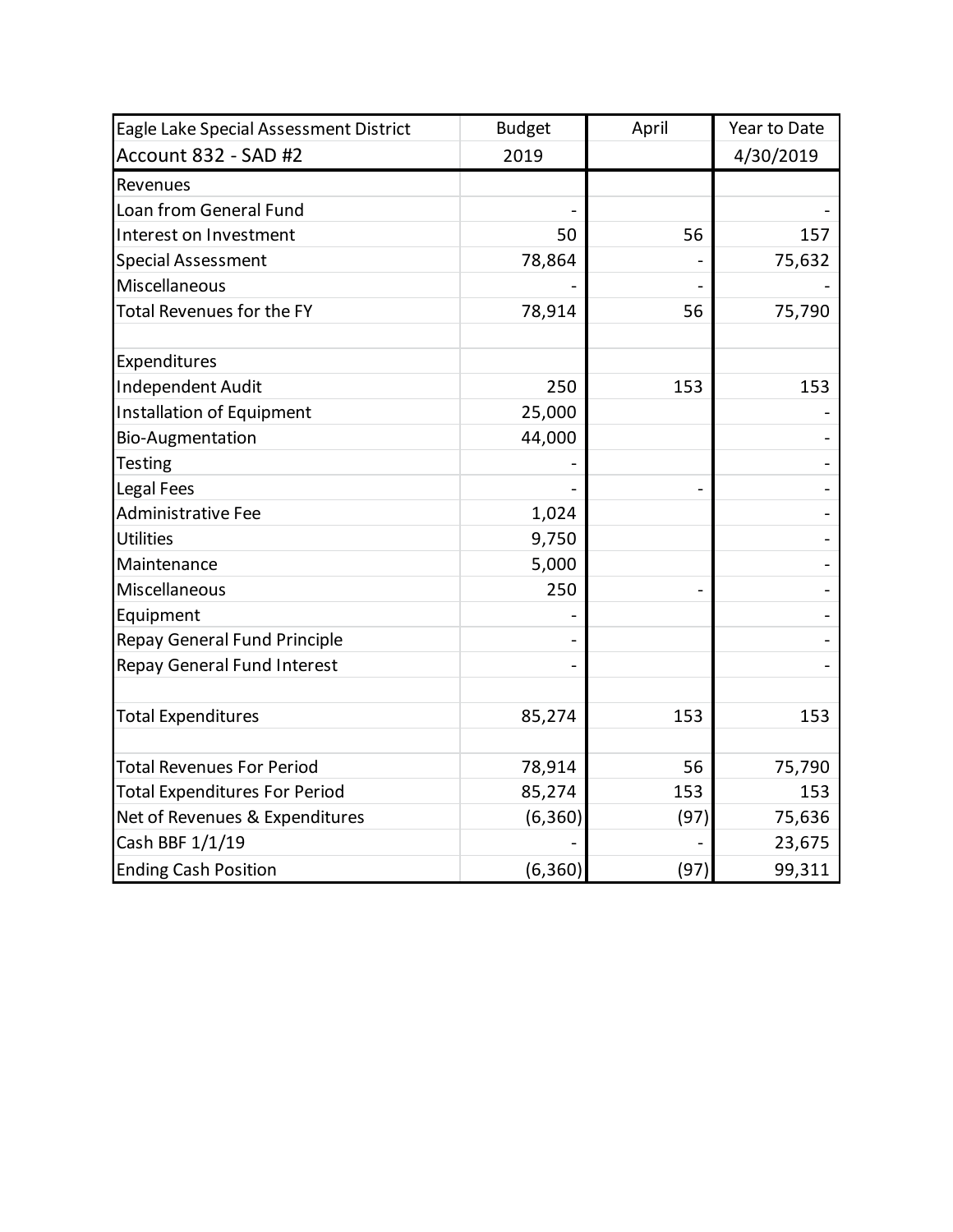| Eagle Lake Special Assessment District | Budget | April | Year to Date |
| --- | --- | --- | --- |
| Account 832 - SAD #2 | 2019 | | 4/30/2019 |
| Revenues | | | |
| Loan from General Fund | - | | - |
| Interest on Investment | 50 | 56 | 157 |
| Special Assessment | 78,864 | - | 75,632 |
| Miscellaneous | - | - | - |
| Total Revenues for the FY | 78,914 | 56 | 75,790 |
| | | | |
| Expenditures | | | |
| Independent Audit | 250 | 153 | 153 |
| Installation of Equipment | 25,000 | | - |
| Bio-Augmentation | 44,000 | | - |
| Testing | - | | - |
| Legal Fees | - | - | - |
| Administrative Fee | 1,024 | | - |
| Utilities | 9,750 | | - |
| Maintenance | 5,000 | | - |
| Miscellaneous | 250 | - | - |
| Equipment | - | | - |
| Repay General Fund Principle | - | | - |
| Repay General Fund Interest | - | | - |
| | | | |
| Total Expenditures | 85,274 | 153 | 153 |
| | | | |
| Total Revenues For Period | 78,914 | 56 | 75,790 |
| Total Expenditures For Period | 85,274 | 153 | 153 |
| Net of Revenues & Expenditures | (6,360) | (97) | 75,636 |
| Cash BBF 1/1/19 | - | - | 23,675 |
| Ending Cash Position | (6,360) | (97) | 99,311 |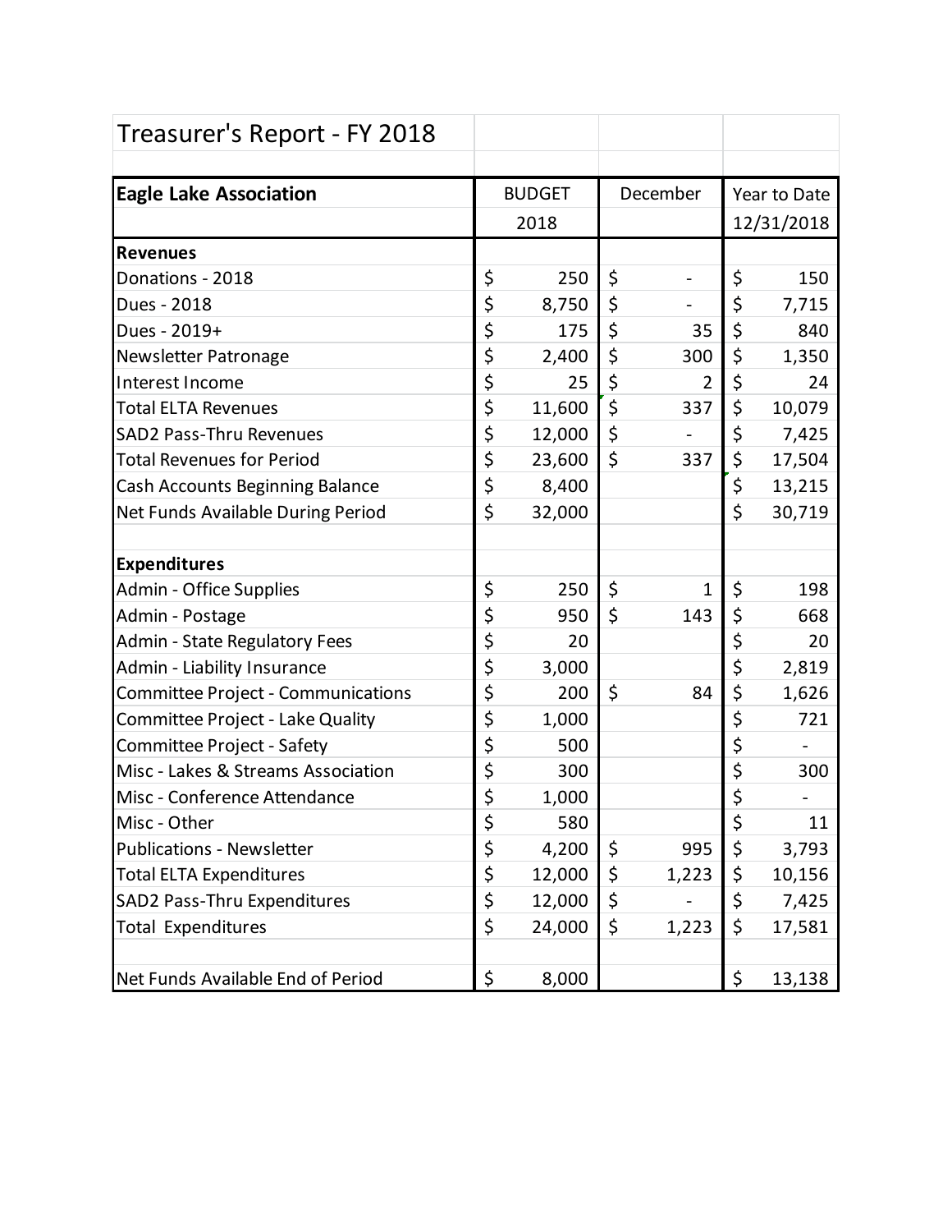# Treasurer's Report - FY 2018

| **Eagle Lake Association** | BUDGET 2018 | December | Year to Date 12/31/2018 |
|---|---|---|---|
| **Revenues** | | | |
| Donations - 2018 | $ 250 | $ - | $ 150 |
| Dues - 2018 | $ 8,750 | $ - | $ 7,715 |
| Dues - 2019+ | $ 175 | $ 35 | $ 840 |
| Newsletter Patronage | $ 2,400 | $ 300 | $ 1,350 |
| Interest Income | $ 25 | $ 2 | $ 24 |
| Total ELTA Revenues | $ 11,600 | $ 337 | $ 10,079 |
| SAD2 Pass-Thru Revenues | $ 12,000 | $ - | $ 7,425 |
| Total Revenues for Period | $ 23,600 | $ 337 | $ 17,504 |
| Cash Accounts Beginning Balance | $ 8,400 | | $ 13,215 |
| Net Funds Available During Period | $ 32,000 | | $ 30,719 |
| | | | |
| **Expenditures** | | | |
| Admin - Office Supplies | $ 250 | $ 1 | $ 198 |
| Admin - Postage | $ 950 | $ 143 | $ 668 |
| Admin - State Regulatory Fees | $ 20 | | $ 20 |
| Admin - Liability Insurance | $ 3,000 | | $ 2,819 |
| Committee Project - Communications | $ 200 | $ 84 | $ 1,626 |
| Committee Project - Lake Quality | $ 1,000 | | $ 721 |
| Committee Project - Safety | $ 500 | | $ - |
| Misc - Lakes & Streams Association | $ 300 | | $ 300 |
| Misc - Conference Attendance | $ 1,000 | | $ - |
| Misc - Other | $ 580 | | $ 11 |
| Publications - Newsletter | $ 4,200 | $ 995 | $ 3,793 |
| Total ELTA Expenditures | $ 12,000 | $ 1,223 | $ 10,156 |
| SAD2 Pass-Thru Expenditures | $ 12,000 | $ - | $ 7,425 |
| Total Expenditures | $ 24,000 | $ 1,223 | $ 17,581 |
| | | | |
| Net Funds Available End of Period | $ 8,000 | | $ 13,138 |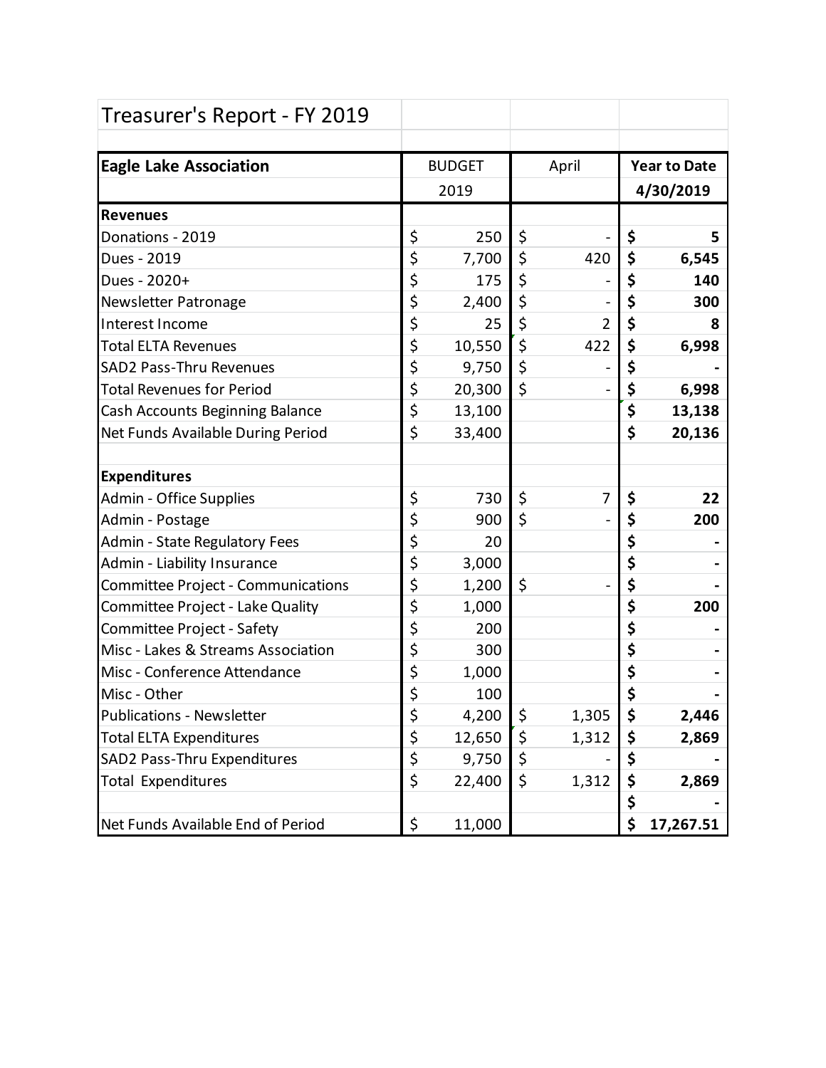# Treasurer's Report - FY 2019

| Eagle Lake Association | BUDGET 2019 | April | Year to Date 4/30/2019 |
|---|---|---|---|
| **Revenues** | | | |
| Donations - 2019 | $ 250 | $ - | **$ 5** |
| Dues - 2019 | $ 7,700 | $ 420 | **$ 6,545** |
| Dues - 2020+ | $ 175 | $ - | **$ 140** |
| Newsletter Patronage | $ 2,400 | $ - | **$ 300** |
| Interest Income | $ 25 | $ 2 | **$ 8** |
| Total ELTA Revenues | $ 10,550 | $ 422 | **$ 6,998** |
| SAD2 Pass-Thru Revenues | $ 9,750 | $ - | **$ -** |
| Total Revenues for Period | $ 20,300 | $ - | **$ 6,998** |
| Cash Accounts Beginning Balance | $ 13,100 | | **$ 13,138** |
| Net Funds Available During Period | $ 33,400 | | **$ 20,136** |
| | | | |
| **Expenditures** | | | |
| Admin - Office Supplies | $ 730 | $ 7 | **$ 22** |
| Admin - Postage | $ 900 | $ - | **$ 200** |
| Admin - State Regulatory Fees | $ 20 | | **$ -** |
| Admin - Liability Insurance | $ 3,000 | | **$ -** |
| Committee Project - Communications | $ 1,200 | $ - | **$ -** |
| Committee Project - Lake Quality | $ 1,000 | | **$ 200** |
| Committee Project - Safety | $ 200 | | **$ -** |
| Misc - Lakes & Streams Association | $ 300 | | **$ -** |
| Misc - Conference Attendance | $ 1,000 | | **$ -** |
| Misc - Other | $ 100 | | **$ -** |
| Publications - Newsletter | $ 4,200 | $ 1,305 | **$ 2,446** |
| Total ELTA Expenditures | $ 12,650 | $ 1,312 | **$ 2,869** |
| SAD2 Pass-Thru Expenditures | $ 9,750 | $ - | **$ -** |
| Total Expenditures | $ 22,400 | $ 1,312 | **$ 2,869** |
| | | | **$ -** |
| Net Funds Available End of Period | $ 11,000 | | **$ 17,267.51** |